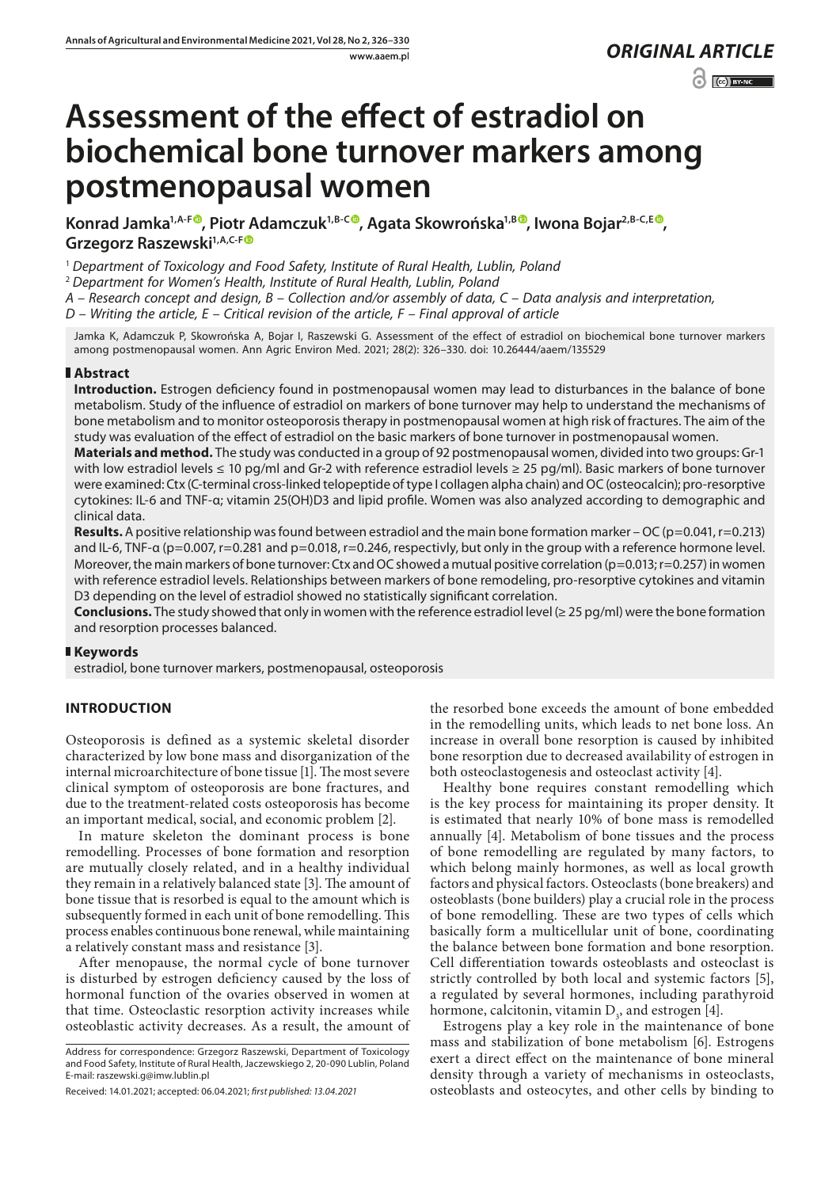*ORIGINAL ARTICLE*

# Assessment of the effect of estradiol on biochemical bone turnover markers among postmenopausal women

**Konrad Jamka[1,A-F], Piotr Adamczuk[1,B-C], Agata Skowrońska[1,B], Iwona Bojar[2,B-C,E], Grzegorz Raszewski[1,A,C-F]**

[1] *Department of Toxicology and Food Safety, Institute of Rural Health, Lublin, Poland*

[2] *Department for Women's Health, Institute of Rural Health, Lublin, Poland*

*A – Research concept and design, B – Collection and/or assembly of data, C – Data analysis and interpretation,*
*D – Writing the article, E – Critical revision of the article, F – Final approval of article*

Jamka K, Adamczuk P, Skowrońska A, Bojar I, Raszewski G. Assessment of the effect of estradiol on biochemical bone turnover markers among postmenopausal women. Ann Agric Environ Med. 2021; 28(2): 326–330. doi: 10.26444/aaem/135529

## Abstract

**Introduction.** Estrogen deficiency found in postmenopausal women may lead to disturbances in the balance of bone metabolism. Study of the influence of estradiol on markers of bone turnover may help to understand the mechanisms of bone metabolism and to monitor osteoporosis therapy in postmenopausal women at high risk of fractures. The aim of the study was evaluation of the effect of estradiol on the basic markers of bone turnover in postmenopausal women.

**Materials and method.** The study was conducted in a group of 92 postmenopausal women, divided into two groups: Gr-1 with low estradiol levels ≤ 10 pg/ml and Gr-2 with reference estradiol levels ≥ 25 pg/ml). Basic markers of bone turnover were examined: Ctx (C-terminal cross-linked telopeptide of type I collagen alpha chain) and OC (osteocalcin); pro-resorptive cytokines: IL-6 and TNF-α; vitamin 25(OH)D3 and lipid profile. Women was also analyzed according to demographic and clinical data.

**Results.** A positive relationship was found between estradiol and the main bone formation marker – OC (p=0.041, r=0.213) and IL-6, TNF-α (p=0.007, r=0.281 and p=0.018, r=0.246, respectivly, but only in the group with a reference hormone level. Moreover, the main markers of bone turnover: Ctx and OC showed a mutual positive correlation (p=0.013; r=0.257) in women with reference estradiol levels. Relationships between markers of bone remodeling, pro-resorptive cytokines and vitamin D3 depending on the level of estradiol showed no statistically significant correlation.

**Conclusions.** The study showed that only in women with the reference estradiol level (≥ 25 pg/ml) were the bone formation and resorption processes balanced.

## Keywords

estradiol, bone turnover markers, postmenopausal, osteoporosis

## INTRODUCTION

Osteoporosis is defined as a systemic skeletal disorder characterized by low bone mass and disorganization of the internal microarchitecture of bone tissue [1]. The most severe clinical symptom of osteoporosis are bone fractures, and due to the treatment-related costs osteoporosis has become an important medical, social, and economic problem [2].

In mature skeleton the dominant process is bone remodelling. Processes of bone formation and resorption are mutually closely related, and in a healthy individual they remain in a relatively balanced state [3]. The amount of bone tissue that is resorbed is equal to the amount which is subsequently formed in each unit of bone remodelling. This process enables continuous bone renewal, while maintaining a relatively constant mass and resistance [3].

After menopause, the normal cycle of bone turnover is disturbed by estrogen deficiency caused by the loss of hormonal function of the ovaries observed in women at that time. Osteoclastic resorption activity increases while osteoblastic activity decreases. As a result, the amount of the resorbed bone exceeds the amount of bone embedded in the remodelling units, which leads to net bone loss. An increase in overall bone resorption is caused by inhibited bone resorption due to decreased availability of estrogen in both osteoclastogenesis and osteoclast activity [4].

Healthy bone requires constant remodelling which is the key process for maintaining its proper density. It is estimated that nearly 10% of bone mass is remodelled annually [4]. Metabolism of bone tissues and the process of bone remodelling are regulated by many factors, to which belong mainly hormones, as well as local growth factors and physical factors. Osteoclasts (bone breakers) and osteoblasts (bone builders) play a crucial role in the process of bone remodelling. These are two types of cells which basically form a multicellular unit of bone, coordinating the balance between bone formation and bone resorption. Cell differentiation towards osteoblasts and osteoclast is strictly controlled by both local and systemic factors [5], a regulated by several hormones, including parathyroid hormone, calcitonin, vitamin $D_3$, and estrogen [4].

Estrogens play a key role in the maintenance of bone mass and stabilization of bone metabolism [6]. Estrogens exert a direct effect on the maintenance of bone mineral density through a variety of mechanisms in osteoclasts, osteoblasts and osteocytes, and other cells by binding to

Address for correspondence: Grzegorz Raszewski, Department of Toxicology and Food Safety, Institute of Rural Health, Jaczewskiego 2, 20-090 Lublin, Poland
E-mail: raszewski.g@imw.lublin.pl

Received: 14.01.2021; accepted: 06.04.2021; *first published: 13.04.2021*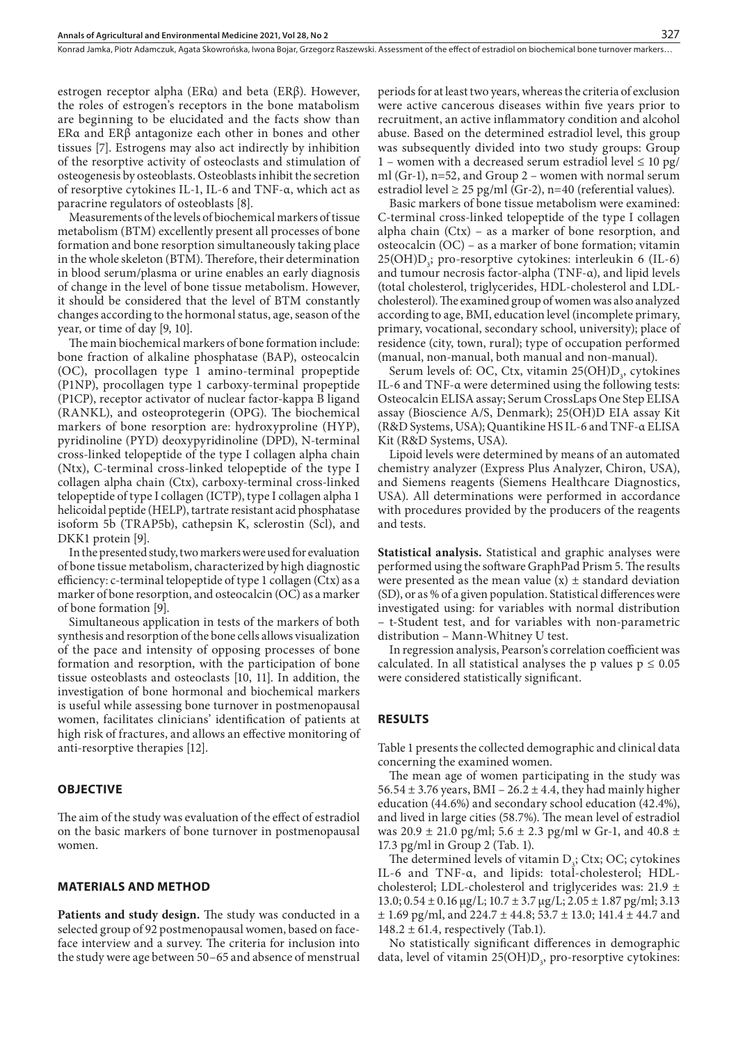estrogen receptor alpha (ERα) and beta (ERβ). However, the roles of estrogen's receptors in the bone metabolism are beginning to be elucidated and the facts show than ERα and ERβ antagonize each other in bones and other tissues [7]. Estrogens may also act indirectly by inhibition of the resorptive activity of osteoclasts and stimulation of osteogenesis by osteoblasts. Osteoblasts inhibit the secretion of resorptive cytokines IL-1, IL-6 and TNF-α, which act as paracrine regulators of osteoblasts [8].

Measurements of the levels of biochemical markers of tissue metabolism (BTM) excellently present all processes of bone formation and bone resorption simultaneously taking place in the whole skeleton (BTM). Therefore, their determination in blood serum/plasma or urine enables an early diagnosis of change in the level of bone tissue metabolism. However, it should be considered that the level of BTM constantly changes according to the hormonal status, age, season of the year, or time of day [9, 10].

The main biochemical markers of bone formation include: bone fraction of alkaline phosphatase (BAP), osteocalcin (OC), procollagen type 1 amino-terminal propeptide (P1NP), procollagen type 1 carboxy-terminal propeptide (P1CP), receptor activator of nuclear factor-kappa B ligand (RANKL), and osteoprotegerin (OPG). The biochemical markers of bone resorption are: hydroxyproline (HYP), pyridinoline (PYD) deoxypyridinoline (DPD), N-terminal cross-linked telopeptide of the type I collagen alpha chain (Ntx), C-terminal cross-linked telopeptide of the type I collagen alpha chain (Ctx), carboxy-terminal cross-linked telopeptide of type I collagen (ICTP), type I collagen alpha 1 helicoidal peptide (HELP), tartrate resistant acid phosphatase isoform 5b (TRAP5b), cathepsin K, sclerostin (Scl), and DKK1 protein [9].

In the presented study, two markers were used for evaluation of bone tissue metabolism, characterized by high diagnostic efficiency: c-terminal telopeptide of type 1 collagen (Ctx) as a marker of bone resorption, and osteocalcin (OC) as a marker of bone formation [9].

Simultaneous application in tests of the markers of both synthesis and resorption of the bone cells allows visualization of the pace and intensity of opposing processes of bone formation and resorption, with the participation of bone tissue osteoblasts and osteoclasts [10, 11]. In addition, the investigation of bone hormonal and biochemical markers is useful while assessing bone turnover in postmenopausal women, facilitates clinicians' identification of patients at high risk of fractures, and allows an effective monitoring of anti-resorptive therapies [12].

## OBJECTIVE

The aim of the study was evaluation of the effect of estradiol on the basic markers of bone turnover in postmenopausal women.

## MATERIALS AND METHOD

**Patients and study design.** The study was conducted in a selected group of 92 postmenopausal women, based on face-face interview and a survey. The criteria for inclusion into the study were age between 50–65 and absence of menstrual periods for at least two years, whereas the criteria of exclusion were active cancerous diseases within five years prior to recruitment, an active inflammatory condition and alcohol abuse. Based on the determined estradiol level, this group was subsequently divided into two study groups: Group 1 – women with a decreased serum estradiol level ≤ 10 pg/ml (Gr-1), n=52, and Group 2 – women with normal serum estradiol level ≥ 25 pg/ml (Gr-2), n=40 (referential values).

Basic markers of bone tissue metabolism were examined: C-terminal cross-linked telopeptide of the type I collagen alpha chain (Ctx) – as a marker of bone resorption, and osteocalcin (OC) – as a marker of bone formation; vitamin $25(OH)D_3$; pro-resorptive cytokines: interleukin 6 (IL-6) and tumour necrosis factor-alpha (TNF-α), and lipid levels (total cholesterol, triglycerides, HDL-cholesterol and LDL-cholesterol). The examined group of women was also analyzed according to age, BMI, education level (incomplete primary, primary, vocational, secondary school, university); place of residence (city, town, rural); type of occupation performed (manual, non-manual, both manual and non-manual).

Serum levels of: OC, Ctx, vitamin $25(OH)D_3$, cytokines IL-6 and TNF-α were determined using the following tests: Osteocalcin ELISA assay; Serum CrossLaps One Step ELISA assay (Bioscience A/S, Denmark); 25(OH)D EIA assay Kit (R&D Systems, USA); Quantikine HS IL-6 and TNF-α ELISA Kit (R&D Systems, USA).

Lipoid levels were determined by means of an automated chemistry analyzer (Express Plus Analyzer, Chiron, USA), and Siemens reagents (Siemens Healthcare Diagnostics, USA). All determinations were performed in accordance with procedures provided by the producers of the reagents and tests.

**Statistical analysis.** Statistical and graphic analyses were performed using the software GraphPad Prism 5. The results were presented as the mean value (x) ± standard deviation (SD), or as % of a given population. Statistical differences were investigated using: for variables with normal distribution – t-Student test, and for variables with non-parametric distribution – Mann-Whitney U test.

In regression analysis, Pearson's correlation coefficient was calculated. In all statistical analyses the p values $p \leq 0.05$ were considered statistically significant.

## RESULTS

Table 1 presents the collected demographic and clinical data concerning the examined women.

The mean age of women participating in the study was 56.54 ± 3.76 years, BMI – 26.2 ± 4.4, they had mainly higher education (44.6%) and secondary school education (42.4%), and lived in large cities (58.7%). The mean level of estradiol was 20.9 ± 21.0 pg/ml; 5.6 ± 2.3 pg/ml w Gr-1, and 40.8 ± 17.3 pg/ml in Group 2 (Tab. 1).

The determined levels of vitamin $D_3$; Ctx; OC; cytokines IL-6 and TNF-α, and lipids: total-cholesterol; HDL-cholesterol; LDL-cholesterol and triglycerides was: 21.9 ± 13.0; 0.54 ± 0.16 μg/L; 10.7 ± 3.7 μg/L; 2.05 ± 1.87 pg/ml; 3.13 ± 1.69 pg/ml, and 224.7 ± 44.8; 53.7 ± 13.0; 141.4 ± 44.7 and 148.2 ± 61.4, respectively (Tab.1).

No statistically significant differences in demographic data, level of vitamin $25(OH)D_3$, pro-resorptive cytokines: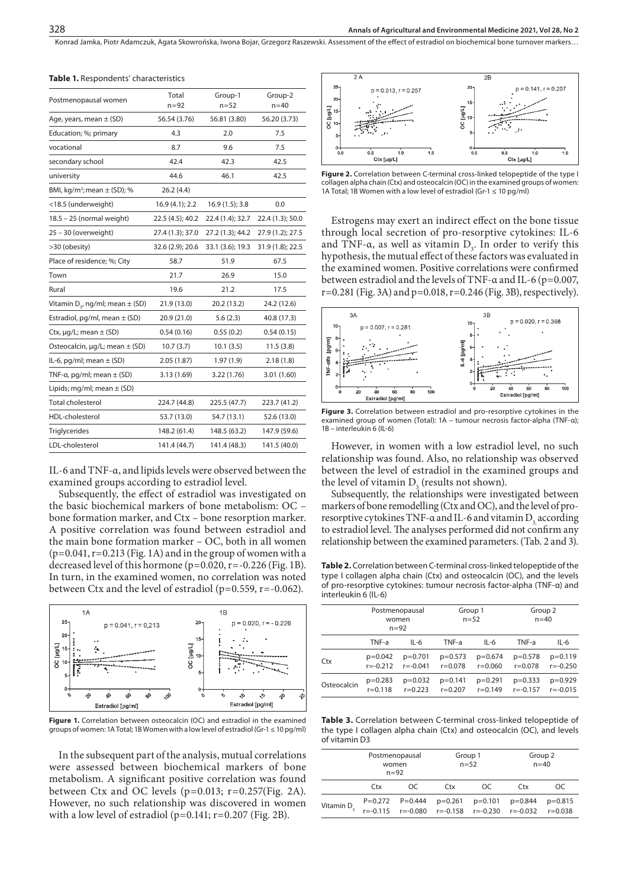**Table 1.** Respondents' characteristics

| Postmenopausal women | Total n=92 | Group-1 n=52 | Group-2 n=40 |
|---|---|---|---|
| Age, years, mean ± (SD) | 56.54 (3.76) | 56.81 (3.80) | 56.20 (3.73) |
| Education; %; primary | 4.3 | 2.0 | 7.5 |
| vocational | 8.7 | 9.6 | 7.5 |
| secondary school | 42.4 | 42.3 | 42.5 |
| university | 44.6 | 46.1 | 42.5 |
| BMI, kg/m$^2$; mean ± (SD); % | 26.2 (4.4) | | |
| <18.5 (underweight) | 16.9 (4.1); 2.2 | 16.9 (1.5); 3.8 | 0.0 |
| 18.5 – 25 (normal weight) | 22.5 (4.5); 40.2 | 22.4 (1.4); 32.7 | 22.4 (1.3); 50.0 |
| 25 – 30 (overweight) | 27.4 (1.3); 37.0 | 27.2 (1.3); 44.2 | 27.9 (1.2); 27.5 |
| >30 (obesity) | 32.6 (2.9); 20.6 | 33.1 (3.6); 19.3 | 31.9 (1.8); 22.5 |
| Place of residence; %; City | 58.7 | 51.9 | 67.5 |
| Town | 21.7 | 26.9 | 15.0 |
| Rural | 19.6 | 21.2 | 17.5 |
| Vitamin $D_3$, ng/ml; mean ± (SD) | 21.9 (13.0) | 20.2 (13.2) | 24.2 (12.6) |
| Estradiol, pg/ml, mean ± (SD) | 20.9 (21.0) | 5.6 (2.3) | 40.8 (17.3) |
| Ctx, µg/L; mean ± (SD) | 0.54 (0.16) | 0.55 (0.2) | 0.54 (0.15) |
| Osteocalcin, µg/L; mean ± (SD) | 10.7 (3.7) | 10.1 (3.5) | 11.5 (3.8) |
| IL-6, pg/ml; mean ± (SD) | 2.05 (1.87) | 1.97 (1.9) | 2.18 (1.8) |
| TNF-α, pg/ml; mean ± (SD) | 3.13 (1.69) | 3.22 (1.76) | 3.01 (1.60) |
| Lipids; mg/ml; mean ± (SD) | | | |
| Total cholesterol | 224.7 (44.8) | 225.5 (47.7) | 223.7 (41.2) |
| HDL-cholesterol | 53.7 (13.0) | 54.7 (13.1) | 52.6 (13.0) |
| Triglycerides | 148.2 (61.4) | 148.5 (63.2) | 147.9 (59.6) |
| LDL-cholesterol | 141.4 (44.7) | 141.4 (48.3) | 141.5 (40.0) |

IL-6 and TNF-α, and lipids levels were observed between the examined groups according to estradiol level.

Subsequently, the effect of estradiol was investigated on the basic biochemical markers of bone metabolism: OC – bone formation marker, and Ctx – bone resorption marker. A positive correlation was found between estradiol and the main bone formation marker – OC, both in all women ($p=0.041$, $r=0.213$ (Fig. 1A) and in the group of women with a decreased level of this hormone ($p=0.020$, $r=-0.226$ (Fig. 1B). In turn, in the examined women, no correlation was noted between Ctx and the level of estradiol ($p=0.559$, $r=-0.062$).

**Figure 1.** Correlation between osteocalcin (OC) and estradiol in the examined groups of women: 1A Total; 1B Women with a low level of estradiol (Gr-1 ≤ 10 pg/ml)

In the subsequent part of the analysis, mutual correlations were assessed between biochemical markers of bone metabolism. A significant positive correlation was found between Ctx and OC levels ($p=0.013$; $r=0.257$(Fig. 2A). However, no such relationship was discovered in women with a low level of estradiol ($p=0.141$; $r=0.207$ (Fig. 2B).

**Figure 2.** Correlation between C-terminal cross-linked telopeptide of the type I collagen alpha chain (Ctx) and osteocalcin (OC) in the examined groups of women: 1A Total; 1B Women with a low level of estradiol (Gr-1 ≤ 10 pg/ml)

Estrogens may exert an indirect effect on the bone tissue through local secretion of pro-resorptive cytokines: IL-6 and TNF-α, as well as vitamin $D_3$. In order to verify this hypothesis, the mutual effect of these factors was evaluated in the examined women. Positive correlations were confirmed between estradiol and the levels of TNF-α and IL-6 ($p=0.007$, $r=0.281$ (Fig. 3A) and $p=0.018$, $r=0.246$ (Fig. 3B), respectively).

**Figure 3.** Correlation between estradiol and pro-resorptive cytokines in the examined group of women (Total): 1A – tumour necrosis factor-alpha (TNF-α); 1B – interleukin 6 (IL-6)

However, in women with a low estradiol level, no such relationship was found. Also, no relationship was observed between the level of estradiol in the examined groups and the level of vitamin $D_3$ (results not shown).

Subsequently, the relationships were investigated between markers of bone remodelling (Ctx and OC), and the level of pro-resorptive cytokines TNF-α and IL-6 and vitamin $D_3$ according to estradiol level. The analyses performed did not confirm any relationship between the examined parameters. (Tab. 2 and 3).

**Table 2.** Correlation between C-terminal cross-linked telopeptide of the type I collagen alpha chain (Ctx) and osteocalcin (OC), and the levels of pro-resorptive cytokines: tumour necrosis factor-alpha (TNF-α) and interleukin 6 (IL-6)

| | Postmenopausal women n=92 | | Group 1 n=52 | | Group 2 n=40 | |
|---|---|---|---|---|---|---|
| | TNF-a | IL-6 | TNF-a | IL-6 | TNF-a | IL-6 |
| Ctx | p=0.042 r=-0.212 | p=0.701 r=-0.041 | p=0.573 r=0.078 | p=0.674 r=0.060 | p=0.578 r=0.078 | p=0.119 r=-0.250 |
| Osteocalcin | p=0.283 r=0.118 | p=0.032 r=0.223 | p=0.141 r=0.207 | p=0.291 r=0.149 | p=0.333 r=-0.157 | p=0.929 r=-0.015 |

**Table 3.** Correlation between C-terminal cross-linked telopeptide of the type I collagen alpha chain (Ctx) and osteocalcin (OC), and levels of vitamin D3

| | Postmenopausal women n=92 | | Group 1 n=52 | | Group 2 n=40 | |
|---|---|---|---|---|---|---|
| | Ctx | OC | Ctx | OC | Ctx | OC |
| Vitamin $D_3$ | P=0.272 r=-0.115 | P=0.444 r=-0.080 | p=0.261 r=-0.158 | p=0.101 r=-0.230 | p=0.844 r=-0.032 | p=0.815 r=0.038 |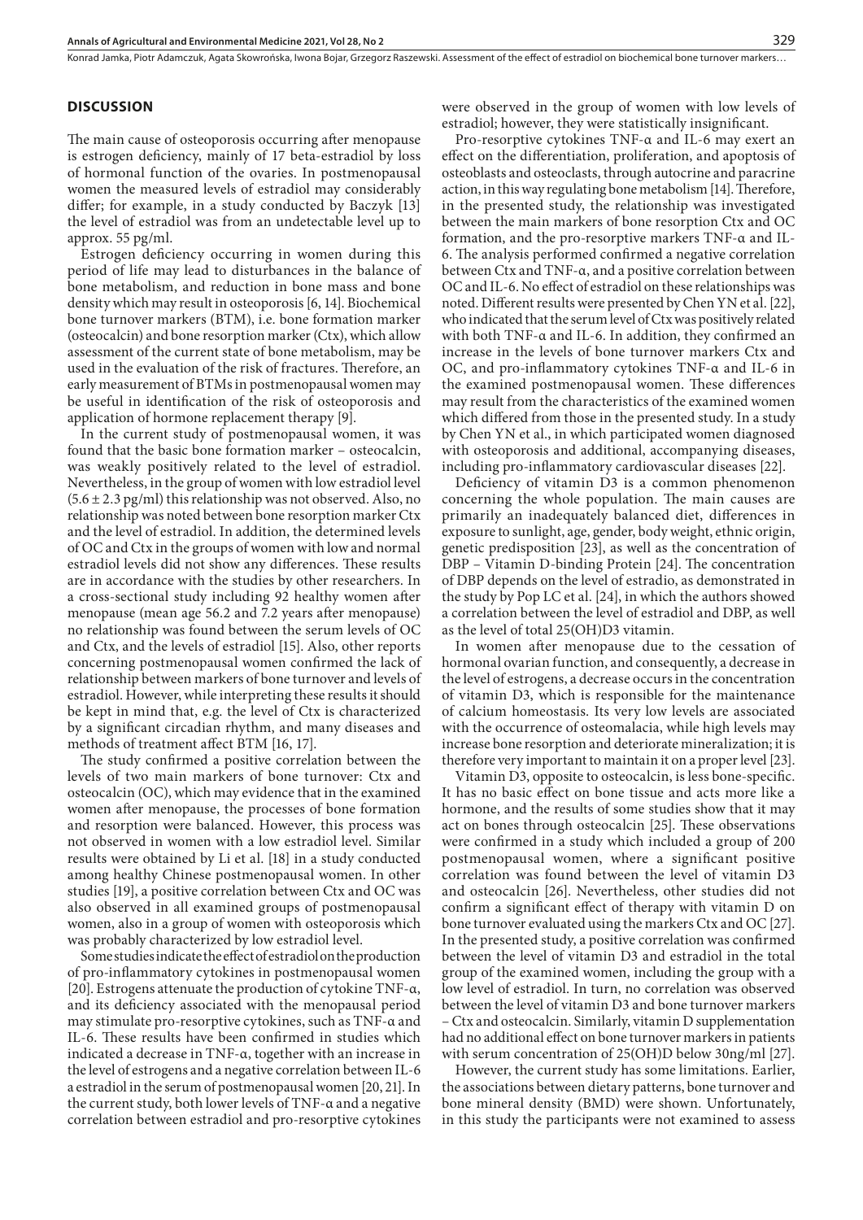## DISCUSSION

The main cause of osteoporosis occurring after menopause is estrogen deficiency, mainly of 17 beta-estradiol by loss of hormonal function of the ovaries. In postmenopausal women the measured levels of estradiol may considerably differ; for example, in a study conducted by Baczyk [13] the level of estradiol was from an undetectable level up to approx. 55 pg/ml.

Estrogen deficiency occurring in women during this period of life may lead to disturbances in the balance of bone metabolism, and reduction in bone mass and bone density which may result in osteoporosis [6, 14]. Biochemical bone turnover markers (BTM), i.e. bone formation marker (osteocalcin) and bone resorption marker (Ctx), which allow assessment of the current state of bone metabolism, may be used in the evaluation of the risk of fractures. Therefore, an early measurement of BTMs in postmenopausal women may be useful in identification of the risk of osteoporosis and application of hormone replacement therapy [9].

In the current study of postmenopausal women, it was found that the basic bone formation marker – osteocalcin, was weakly positively related to the level of estradiol. Nevertheless, in the group of women with low estradiol level ($5.6 \pm 2.3$ pg/ml) this relationship was not observed. Also, no relationship was noted between bone resorption marker Ctx and the level of estradiol. In addition, the determined levels of OC and Ctx in the groups of women with low and normal estradiol levels did not show any differences. These results are in accordance with the studies by other researchers. In a cross-sectional study including 92 healthy women after menopause (mean age 56.2 and 7.2 years after menopause) no relationship was found between the serum levels of OC and Ctx, and the levels of estradiol [15]. Also, other reports concerning postmenopausal women confirmed the lack of relationship between markers of bone turnover and levels of estradiol. However, while interpreting these results it should be kept in mind that, e.g. the level of Ctx is characterized by a significant circadian rhythm, and many diseases and methods of treatment affect BTM [16, 17].

The study confirmed a positive correlation between the levels of two main markers of bone turnover: Ctx and osteocalcin (OC), which may evidence that in the examined women after menopause, the processes of bone formation and resorption were balanced. However, this process was not observed in women with a low estradiol level. Similar results were obtained by Li et al. [18] in a study conducted among healthy Chinese postmenopausal women. In other studies [19], a positive correlation between Ctx and OC was also observed in all examined groups of postmenopausal women, also in a group of women with osteoporosis which was probably characterized by low estradiol level.

Some studies indicate the effect of estradiol on the production of pro-inflammatory cytokines in postmenopausal women [20]. Estrogens attenuate the production of cytokine TNF-α, and its deficiency associated with the menopausal period may stimulate pro-resorptive cytokines, such as TNF-α and IL-6. These results have been confirmed in studies which indicated a decrease in TNF-α, together with an increase in the level of estrogens and a negative correlation between IL-6 a estradiol in the serum of postmenopausal women [20, 21]. In the current study, both lower levels of TNF-α and a negative correlation between estradiol and pro-resorptive cytokines were observed in the group of women with low levels of estradiol; however, they were statistically insignificant.

Pro-resorptive cytokines TNF-α and IL-6 may exert an effect on the differentiation, proliferation, and apoptosis of osteoblasts and osteoclasts, through autocrine and paracrine action, in this way regulating bone metabolism [14]. Therefore, in the presented study, the relationship was investigated between the main markers of bone resorption Ctx and OC formation, and the pro-resorptive markers TNF-α and IL-6. The analysis performed confirmed a negative correlation between Ctx and TNF-α, and a positive correlation between OC and IL-6. No effect of estradiol on these relationships was noted. Different results were presented by Chen YN et al. [22], who indicated that the serum level of Ctx was positively related with both TNF-α and IL-6. In addition, they confirmed an increase in the levels of bone turnover markers Ctx and OC, and pro-inflammatory cytokines TNF-α and IL-6 in the examined postmenopausal women. These differences may result from the characteristics of the examined women which differed from those in the presented study. In a study by Chen YN et al., in which participated women diagnosed with osteoporosis and additional, accompanying diseases, including pro-inflammatory cardiovascular diseases [22].

Deficiency of vitamin D3 is a common phenomenon concerning the whole population. The main causes are primarily an inadequately balanced diet, differences in exposure to sunlight, age, gender, body weight, ethnic origin, genetic predisposition [23], as well as the concentration of DBP – Vitamin D-binding Protein [24]. The concentration of DBP depends on the level of estradio, as demonstrated in the study by Pop LC et al. [24], in which the authors showed a correlation between the level of estradiol and DBP, as well as the level of total 25(OH)D3 vitamin.

In women after menopause due to the cessation of hormonal ovarian function, and consequently, a decrease in the level of estrogens, a decrease occurs in the concentration of vitamin D3, which is responsible for the maintenance of calcium homeostasis. Its very low levels are associated with the occurrence of osteomalacia, while high levels may increase bone resorption and deteriorate mineralization; it is therefore very important to maintain it on a proper level [23].

Vitamin D3, opposite to osteocalcin, is less bone-specific. It has no basic effect on bone tissue and acts more like a hormone, and the results of some studies show that it may act on bones through osteocalcin [25]. These observations were confirmed in a study which included a group of 200 postmenopausal women, where a significant positive correlation was found between the level of vitamin D3 and osteocalcin [26]. Nevertheless, other studies did not confirm a significant effect of therapy with vitamin D on bone turnover evaluated using the markers Ctx and OC [27]. In the presented study, a positive correlation was confirmed between the level of vitamin D3 and estradiol in the total group of the examined women, including the group with a low level of estradiol. In turn, no correlation was observed between the level of vitamin D3 and bone turnover markers – Ctx and osteocalcin. Similarly, vitamin D supplementation had no additional effect on bone turnover markers in patients with serum concentration of 25(OH)D below 30ng/ml [27].

However, the current study has some limitations. Earlier, the associations between dietary patterns, bone turnover and bone mineral density (BMD) were shown. Unfortunately, in this study the participants were not examined to assess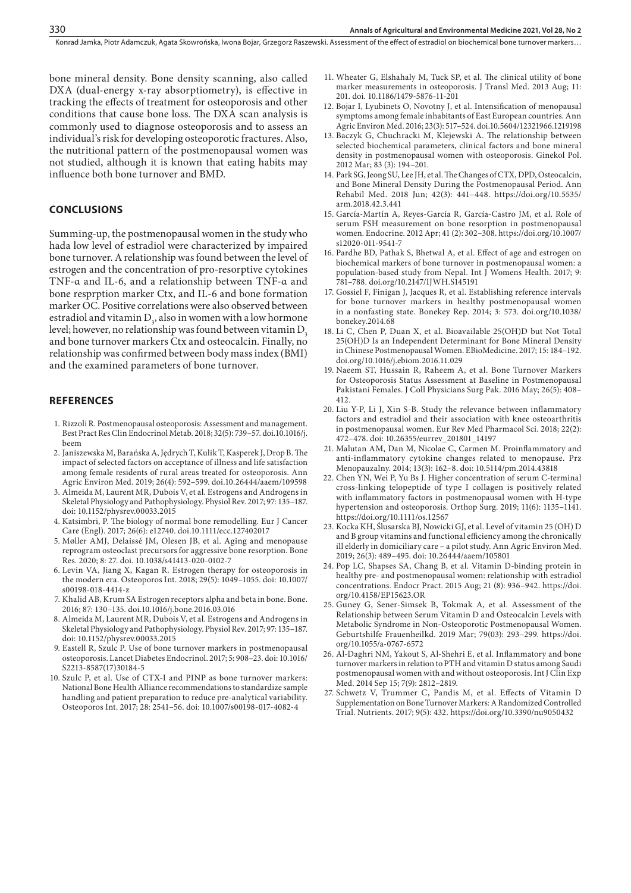bone mineral density. Bone density scanning, also called DXA (dual-energy x-ray absorptiometry), is effective in tracking the effects of treatment for osteoporosis and other conditions that cause bone loss. The DXA scan analysis is commonly used to diagnose osteoporosis and to assess an individual's risk for developing osteoporotic fractures. Also, the nutritional pattern of the postmenopausal women was not studied, although it is known that eating habits may influence both bone turnover and BMD.

## CONCLUSIONS

Summing-up, the postmenopausal women in the study who hada low level of estradiol were characterized by impaired bone turnover. A relationship was found between the level of estrogen and the concentration of pro-resorptive cytokines TNF-α and IL-6, and a relationship between TNF-α and bone resprption marker Ctx, and IL-6 and bone formation marker OC. Positive correlations were also observed between estradiol and vitamin $D_3$, also in women with a low hormone level; however, no relationship was found between vitamin $D_3$ and bone turnover markers Ctx and osteocalcin. Finally, no relationship was confirmed between body mass index (BMI) and the examined parameters of bone turnover.

## REFERENCES

1. Rizzoli R. Postmenopausal osteoporosis: Assessment and management. Best Pract Res Clin Endocrinol Metab. 2018; 32(5): 739–57. doi.10.1016/j.beem
2. Janiszewska M, Barańska A, Jędrych T, Kulik T, Kasperek J, Drop B. The impact of selected factors on acceptance of illness and life satisfaction among female residents of rural areas treated for osteoporosis. Ann Agric Environ Med. 2019; 26(4): 592–599. doi.10.26444/aaem/109598
3. Almeida M, Laurent MR, Dubois V, et al. Estrogens and Androgens in Skeletal Physiology and Pathophysiology. Physiol Rev. 2017; 97: 135–187. doi: 10.1152/physrev.00033.2015
4. Katsimbri, P. The biology of normal bone remodelling. Eur J Cancer Care (Engl). 2017; 26(6): e12740. doi.10.1111/ecc.127402017
5. Møller AMJ, Delaissé JM, Olesen JB, et al. Aging and menopause reprogram osteoclast precursors for aggressive bone resorption. Bone Res. 2020; 8: 27. doi. 10.1038/s41413-020-0102-7
6. Levin VA, Jiang X, Kagan R. Estrogen therapy for osteoporosis in the modern era. Osteoporos Int. 2018; 29(5): 1049–1055. doi: 10.1007/s00198-018-4414-z
7. Khalid AB, Krum SA Estrogen receptors alpha and beta in bone. Bone. 2016; 87: 130–135. doi.10.1016/j.bone.2016.03.016
8. Almeida M, Laurent MR, Dubois V, et al. Estrogens and Androgens in Skeletal Physiology and Pathophysiology. Physiol Rev. 2017; 97: 135–187. doi: 10.1152/physrev.00033.2015
9. Eastell R, Szulc P. Use of bone turnover markers in postmenopausal osteoporosis. Lancet Diabetes Endocrinol. 2017; 5: 908–23. doi: 10.1016/S2213-8587(17)30184-5
10. Szulc P, et al. Use of CTX-I and PINP as bone turnover markers: National Bone Health Alliance recommendations to standardize sample handling and patient preparation to reduce pre-analytical variability. Osteoporos Int. 2017; 28: 2541–56. doi: 10.1007/s00198-017-4082-4
11. Wheater G, Elshahaly M, Tuck SP, et al. The clinical utility of bone marker measurements in osteoporosis. J Transl Med. 2013 Aug; 11: 201. doi. 10.1186/1479-5876-11-201
12. Bojar I, Lyubinets O, Novotny J, et al. Intensification of menopausal symptoms among female inhabitants of East European countries. Ann Agric Environ Med. 2016; 23(3): 517–524. doi.10.5604/12321966.1219198
13. Baczyk G, Chuchracki M, Klejewski A. The relationship between selected biochemical parameters, clinical factors and bone mineral density in postmenopausal women with osteoporosis. Ginekol Pol. 2012 Mar; 83 (3): 194–201.
14. Park SG, Jeong SU, Lee JH, et al. The Changes of CTX, DPD, Osteocalcin, and Bone Mineral Density During the Postmenopausal Period. Ann Rehabil Med. 2018 Jun; 42(3): 441–448. https://doi.org/10.5535/arm.2018.42.3.441
15. García-Martín A, Reyes-García R, García-Castro JM, et al. Role of serum FSH measurement on bone resorption in postmenopausal women. Endocrine. 2012 Apr; 41 (2): 302–308. https://doi.org/10.1007/s12020-011-9541-7
16. Pardhe BD, Pathak S, Bhetwal A, et al. Effect of age and estrogen on biochemical markers of bone turnover in postmenopausal women: a population-based study from Nepal. Int J Womens Health. 2017; 9: 781–788. doi.org/10.2147/IJWH.S145191
17. Gossiel F, Finigan J, Jacques R, et al. Establishing reference intervals for bone turnover markers in healthy postmenopausal women in a nonfasting state. Bonekey Rep. 2014; 3: 573. doi.org/10.1038/bonekey.2014.68
18. Li C, Chen P, Duan X, et al. Bioavailable 25(OH)D but Not Total 25(OH)D Is an Independent Determinant for Bone Mineral Density in Chinese Postmenopausal Women. EBioMedicine. 2017; 15: 184–192. doi.org/10.1016/j.ebiom.2016.11.029
19. Naeem ST, Hussain R, Raheem A, et al. Bone Turnover Markers for Osteoporosis Status Assessment at Baseline in Postmenopausal Pakistani Females. J Coll Physicians Surg Pak. 2016 May; 26(5): 408–412.
20. Liu Y-P, Li J, Xin S-B. Study the relevance between inflammatory factors and estradiol and their association with knee osteoarthritis in postmenopausal women. Eur Rev Med Pharmacol Sci. 2018; 22(2): 472–478. doi: 10.26355/eurrev_201801_14197
21. Malutan AM, Dan M, Nicolae C, Carmen M. Proinflammatory and anti-inflammatory cytokine changes related to menopause. Prz Menopauzalny. 2014; 13(3): 162–8. doi: 10.5114/pm.2014.43818
22. Chen YN, Wei P, Yu Bs J. Higher concentration of serum C-terminal cross-linking telopeptide of type I collagen is positively related with inflammatory factors in postmenopausal women with H-type hypertension and osteoporosis. Orthop Surg. 2019; 11(6): 1135–1141. https://doi.org/10.1111/os.12567
23. Kocka KH, Ślusarska BJ, Nowicki GJ, et al. Level of vitamin 25 (OH) D and B group vitamins and functional efficiency among the chronically ill elderly in domiciliary care – a pilot study. Ann Agric Environ Med. 2019; 26(3): 489–495. doi: 10.26444/aaem/105801
24. Pop LC, Shapses SA, Chang B, et al. Vitamin D-binding protein in healthy pre- and postmenopausal women: relationship with estradiol concentrations. Endocr Pract. 2015 Aug; 21 (8): 936–942. https://doi.org/10.4158/EP15623.OR
25. Guney G, Sener-Simsek B, Tokmak A, et al. Assessment of the Relationship between Serum Vitamin D and Osteocalcin Levels with Metabolic Syndrome in Non-Osteoporotic Postmenopausal Women. Geburtshilfe Frauenheilkd. 2019 Mar; 79(03): 293–299. https://doi.org/10.1055/a-0767-6572
26. Al-Daghri NM, Yakout S, Al-Shehri E, et al. Inflammatory and bone turnover markers in relation to PTH and vitamin D status among Saudi postmenopausal women with and without osteoporosis. Int J Clin Exp Med. 2014 Sep 15; 7(9): 2812–2819.
27. Schwetz V, Trummer C, Pandis M, et al. Effects of Vitamin D Supplementation on Bone Turnover Markers: A Randomized Controlled Trial. Nutrients. 2017; 9(5): 432. https://doi.org/10.3390/nu9050432